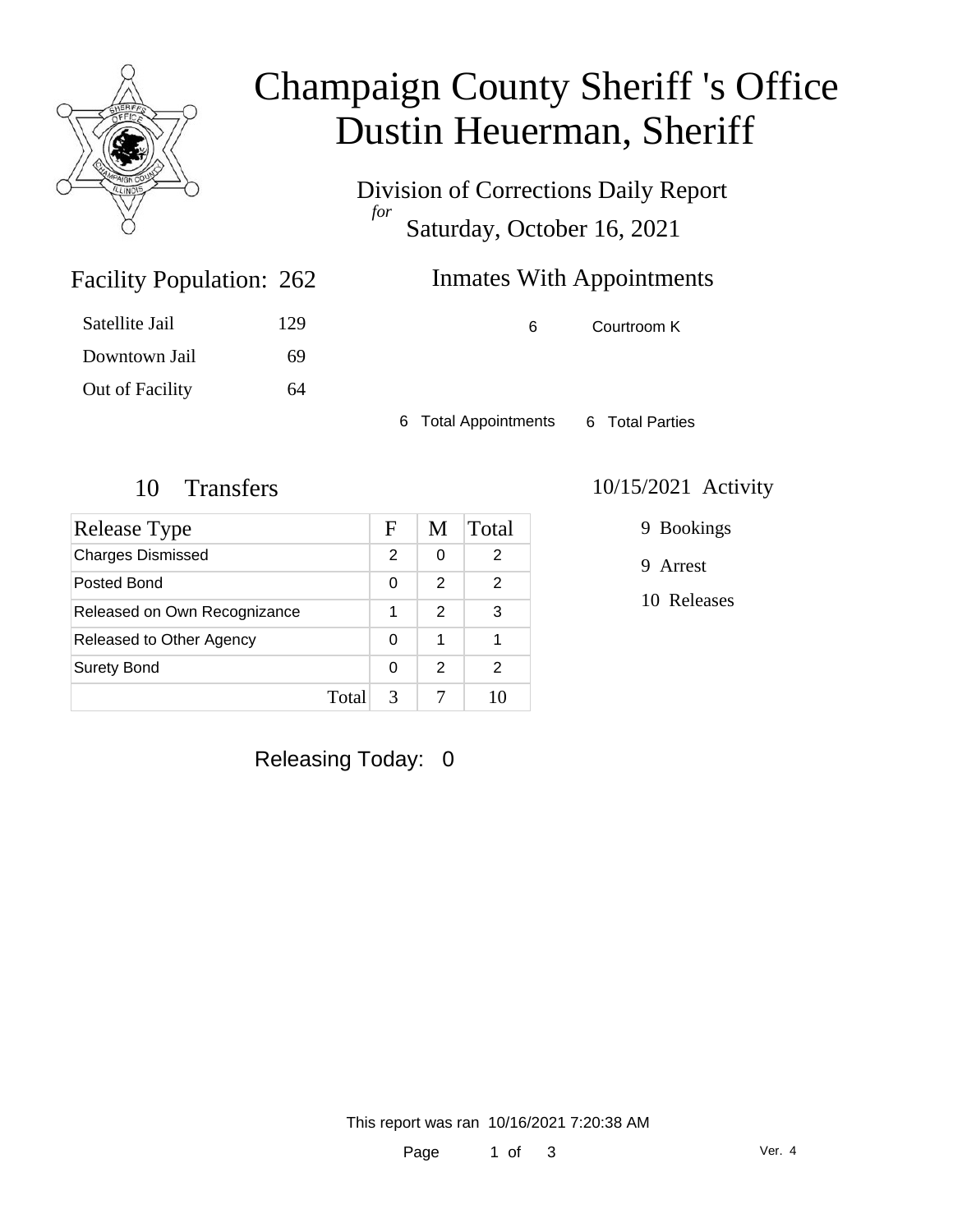# Champaign County Sheriff 's Office
# Dustin Heuerman, Sheriff

Division of Corrections Daily Report
*for*
Saturday, October 16, 2021

## Facility Population: 262

| | |
|---|---|
| Satellite Jail | 129 |
| Downtown Jail | 69 |
| Out of Facility | 64 |

## Inmates With Appointments

| | |
|---|---|
| 6 | Courtroom K |

6 Total Appointments    6 Total Parties

## 10 Transfers

| Release Type | F | M | Total |
|---|---|---|---|
| Charges Dismissed | 2 | 0 | 2 |
| Posted Bond | 0 | 2 | 2 |
| Released on Own Recognizance | 1 | 2 | 3 |
| Released to Other Agency | 0 | 1 | 1 |
| Surety Bond | 0 | 2 | 2 |
| Total | 3 | 7 | 10 |

## 10/15/2021 Activity

- 9 Bookings
- 9 Arrest
- 10 Releases

Releasing Today: 0

This report was ran 10/16/2021 7:20:38 AM

Ver. 4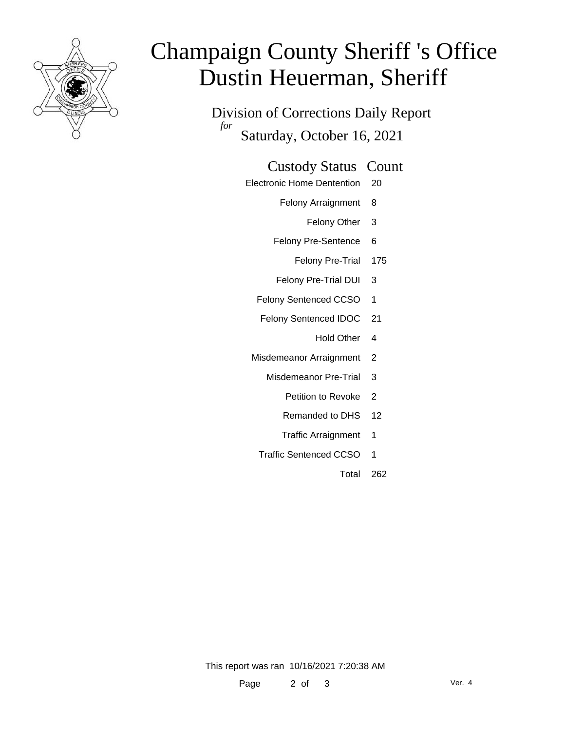# Champaign County Sheriff 's Office
# Dustin Heuerman, Sheriff

Division of Corrections Daily Report
*for*
Saturday, October 16, 2021

| Custody Status | Count |
|---|---|
| Electronic Home Dentention | 20 |
| Felony Arraignment | 8 |
| Felony Other | 3 |
| Felony Pre-Sentence | 6 |
| Felony Pre-Trial | 175 |
| Felony Pre-Trial DUI | 3 |
| Felony Sentenced CCSO | 1 |
| Felony Sentenced IDOC | 21 |
| Hold Other | 4 |
| Misdemeanor Arraignment | 2 |
| Misdemeanor Pre-Trial | 3 |
| Petition to Revoke | 2 |
| Remanded to DHS | 12 |
| Traffic Arraignment | 1 |
| Traffic Sentenced CCSO | 1 |
| Total | 262 |

This report was ran 10/16/2021 7:20:38 AM

Ver. 4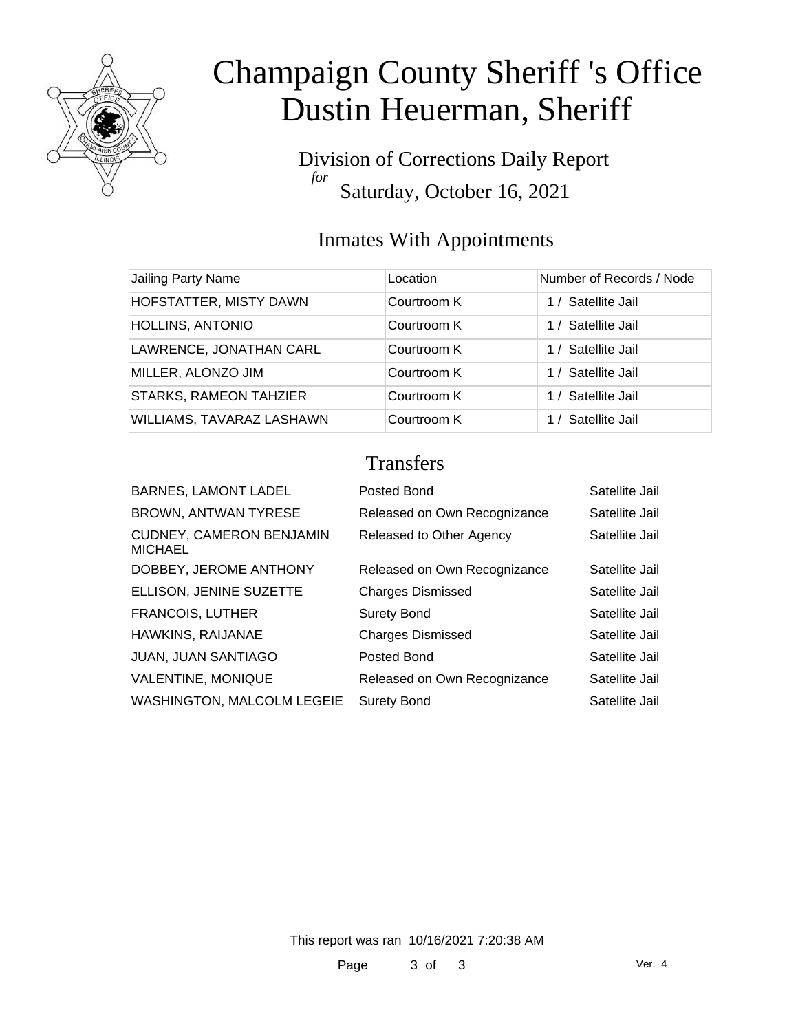# Champaign County Sheriff 's Office
# Dustin Heuerman, Sheriff

Division of Corrections Daily Report
*for*
Saturday, October 16, 2021

## Inmates With Appointments

| Jailing Party Name | Location | Number of Records / Node |
| --- | --- | --- |
| HOFSTATTER, MISTY DAWN | Courtroom K | 1 / Satellite Jail |
| HOLLINS, ANTONIO | Courtroom K | 1 / Satellite Jail |
| LAWRENCE, JONATHAN CARL | Courtroom K | 1 / Satellite Jail |
| MILLER, ALONZO JIM | Courtroom K | 1 / Satellite Jail |
| STARKS, RAMEON TAHZIER | Courtroom K | 1 / Satellite Jail |
| WILLIAMS, TAVARAZ LASHAWN | Courtroom K | 1 / Satellite Jail |

## Transfers

| | | |
| --- | --- | --- |
| BARNES, LAMONT LADEL | Posted Bond | Satellite Jail |
| BROWN, ANTWAN TYRESE | Released on Own Recognizance | Satellite Jail |
| CUDNEY, CAMERON BENJAMIN MICHAEL | Released to Other Agency | Satellite Jail |
| DOBBEY, JEROME ANTHONY | Released on Own Recognizance | Satellite Jail |
| ELLISON, JENINE SUZETTE | Charges Dismissed | Satellite Jail |
| FRANCOIS, LUTHER | Surety Bond | Satellite Jail |
| HAWKINS, RAIJANAE | Charges Dismissed | Satellite Jail |
| JUAN, JUAN SANTIAGO | Posted Bond | Satellite Jail |
| VALENTINE, MONIQUE | Released on Own Recognizance | Satellite Jail |
| WASHINGTON, MALCOLM LEGEIE | Surety Bond | Satellite Jail |

This report was ran 10/16/2021 7:20:38 AM

Ver. 4